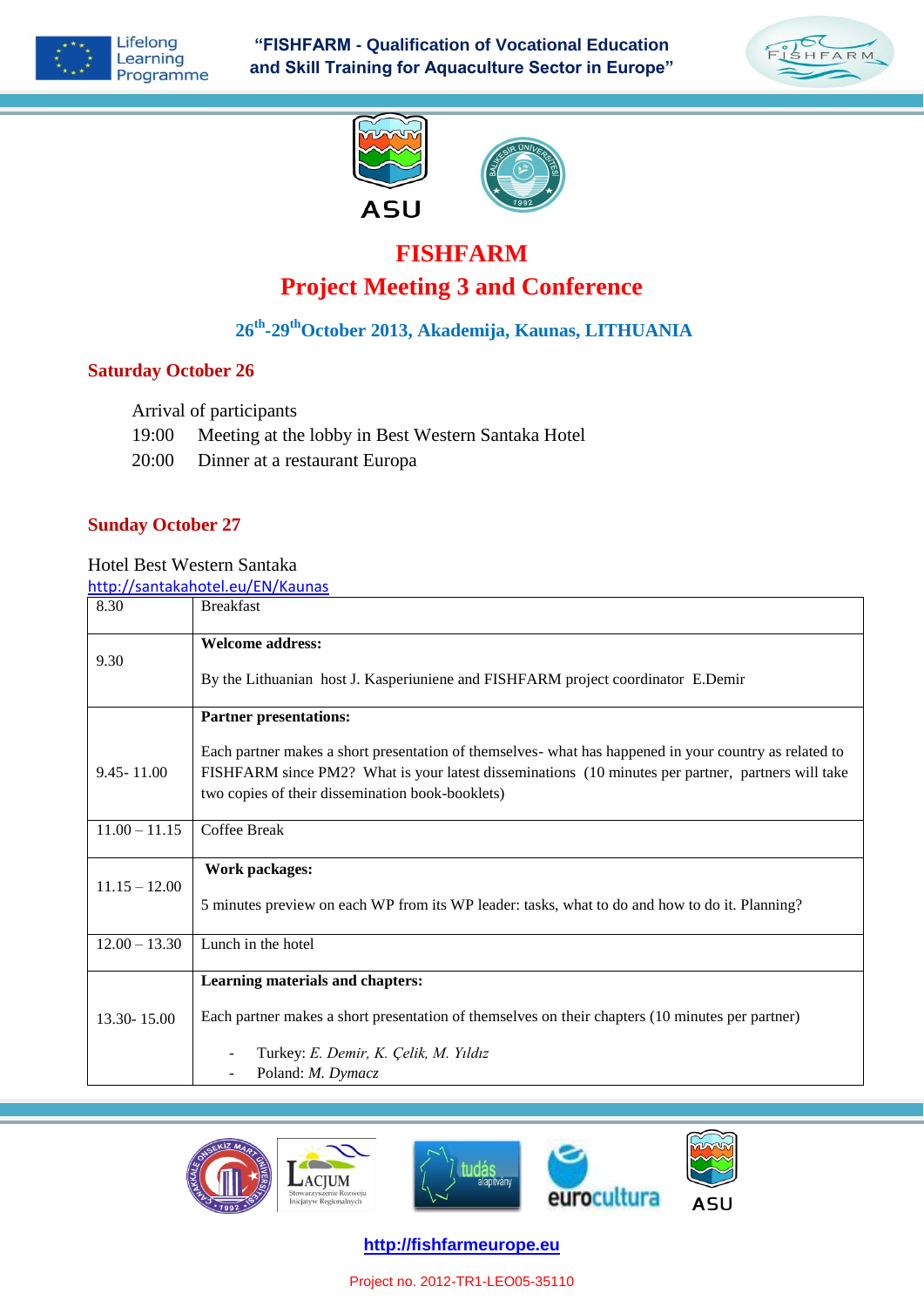# FISHFARM

## Project Meeting 3 and Conference

**26th-29th October 2013, Akademija, Kaunas, LITHUANIA**

### Saturday October 26

Arrival of participants

19:00 Meeting at the lobby in Best Western Santaka Hotel

20:00 Dinner at a restaurant Europa

### Sunday October 27

Hotel Best Western Santaka

http://santakahotel.eu/EN/Kaunas

| | |
|---|---|
| 8.30 | Breakfast |
| 9.30 | **Welcome address:**<br><br>By the Lithuanian host J. Kasperiuniene and FISHFARM project coordinator E.Demir |
| 9.45- 11.00 | **Partner presentations:**<br><br>Each partner makes a short presentation of themselves- what has happened in your country as related to FISHFARM since PM2? What is your latest disseminations (10 minutes per partner, partners will take two copies of their dissemination book-booklets) |
| 11.00 – 11.15 | Coffee Break |
| 11.15 – 12.00 | **Work packages:**<br><br>5 minutes preview on each WP from its WP leader: tasks, what to do and how to do it. Planning? |
| 12.00 – 13.30 | Lunch in the hotel |
| 13.30- 15.00 | **Learning materials and chapters:**<br><br>Each partner makes a short presentation of themselves on their chapters (10 minutes per partner)<br><br>- Turkey: *E. Demir, K. Çelik, M. Yıldız*<br>- Poland: *M. Dymacz* |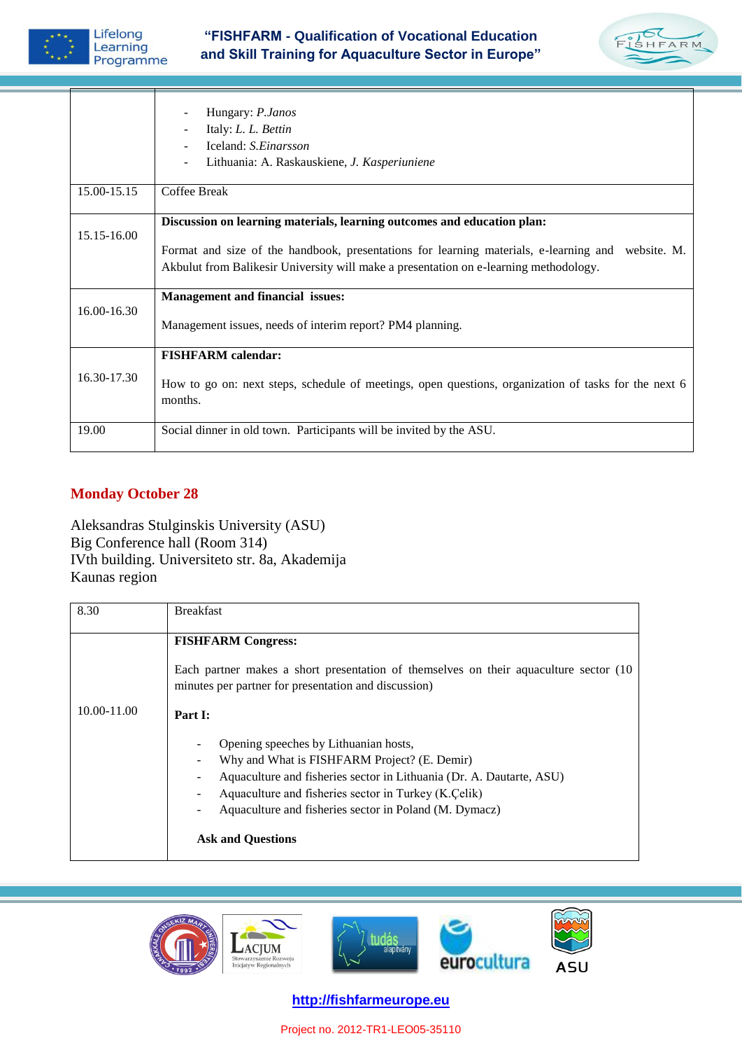| | |
|---|---|
| | - Hungary: *P.Janos*<br>- Italy: *L. L. Bettin*<br>- Iceland: *S.Einarsson*<br>- Lithuania: A. Raskauskiene, *J. Kasperiuniene* |
| 15.00-15.15 | Coffee Break |
| 15.15-16.00 | **Discussion on learning materials, learning outcomes and education plan:**<br><br>Format and size of the handbook, presentations for learning materials, e-learning and website. M. Akbulut from Balikesir University will make a presentation on e-learning methodology. |
| 16.00-16.30 | **Management and financial issues:**<br><br>Management issues, needs of interim report? PM4 planning. |
| 16.30-17.30 | **FISHFARM calendar:**<br><br>How to go on: next steps, schedule of meetings, open questions, organization of tasks for the next 6 months. |
| 19.00 | Social dinner in old town. Participants will be invited by the ASU. |

## Monday October 28

Aleksandras Stulginskis University (ASU)
Big Conference hall (Room 314)
IVth building. Universiteto str. 8a, Akademija
Kaunas region

| | |
|---|---|
| 8.30 | Breakfast |
| 10.00-11.00 | **FISHFARM Congress:**<br><br>Each partner makes a short presentation of themselves on their aquaculture sector (10 minutes per partner for presentation and discussion)<br><br>**Part I:**<br><br>- Opening speeches by Lithuanian hosts,<br>- Why and What is FISHFARM Project? (E. Demir)<br>- Aquaculture and fisheries sector in Lithuania (Dr. A. Dautarte, ASU)<br>- Aquaculture and fisheries sector in Turkey (K.Çelik)<br>- Aquaculture and fisheries sector in Poland (M. Dymacz)<br><br>**Ask and Questions** |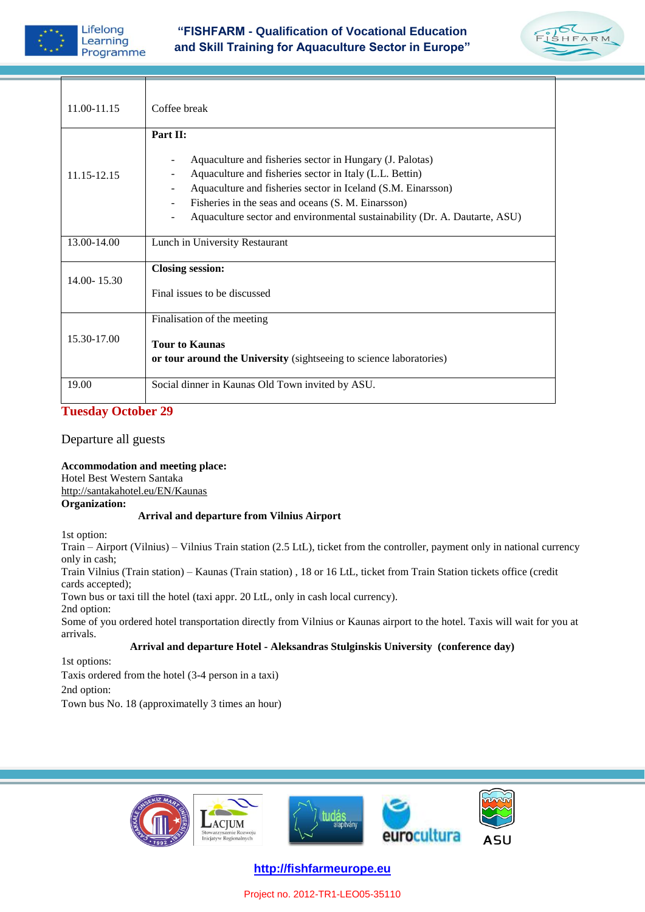| | |
|---|---|
| 11.00-11.15 | Coffee break |
| 11.15-12.15 | **Part II:**<br>- Aquaculture and fisheries sector in Hungary (J. Palotas)<br>- Aquaculture and fisheries sector in Italy (L.L. Bettin)<br>- Aquaculture and fisheries sector in Iceland (S.M. Einarsson)<br>- Fisheries in the seas and oceans (S. M. Einarsson)<br>- Aquaculture sector and environmental sustainability (Dr. A. Dautarte, ASU) |
| 13.00-14.00 | Lunch in University Restaurant |
| 14.00- 15.30 | **Closing session:**<br>Final issues to be discussed |
| 15.30-17.00 | Finalisation of the meeting<br>**Tour to Kaunas**<br>**or tour around the University** (sightseeing to science laboratories) |
| 19.00 | Social dinner in Kaunas Old Town invited by ASU. |

## Tuesday October 29

Departure all guests

**Accommodation and meeting place:**
Hotel Best Western Santaka
http://santakahotel.eu/EN/Kaunas
**Organization:**

**Arrival and departure from Vilnius Airport**

1st option:
Train – Airport (Vilnius) – Vilnius Train station (2.5 LtL), ticket from the controller, payment only in national currency only in cash;
Train Vilnius (Train station) – Kaunas (Train station) , 18 or 16 LtL, ticket from Train Station tickets office (credit cards accepted);
Town bus or taxi till the hotel (taxi appr. 20 LtL, only in cash local currency).
2nd option:
Some of you ordered hotel transportation directly from Vilnius or Kaunas airport to the hotel. Taxis will wait for you at arrivals.

**Arrival and departure Hotel - Aleksandras Stulginskis University (conference day)**

1st options:
Taxis ordered from the hotel (3-4 person in a taxi)
2nd option:
Town bus No. 18 (approximatelly 3 times an hour)